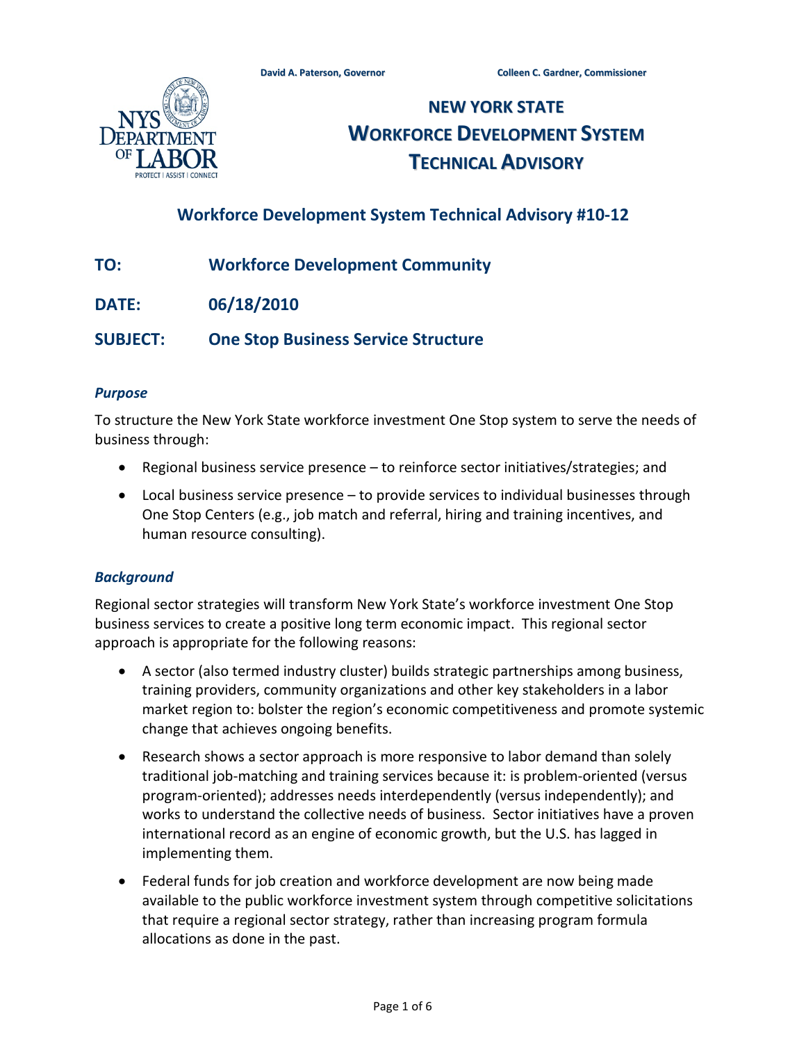David A. Paterson, Governor    Colleen C. Gardner, Commissioner

# NEW YORK STATE WORKFORCE DEVELOPMENT SYSTEM TECHNICAL ADVISORY

## Workforce Development System Technical Advisory #10-12

**TO:** Workforce Development Community

**DATE:** 06/18/2010

**SUBJECT:** One Stop Business Service Structure

### *Purpose*

To structure the New York State workforce investment One Stop system to serve the needs of business through:

- Regional business service presence – to reinforce sector initiatives/strategies; and
- Local business service presence – to provide services to individual businesses through One Stop Centers (e.g., job match and referral, hiring and training incentives, and human resource consulting).

### *Background*

Regional sector strategies will transform New York State's workforce investment One Stop business services to create a positive long term economic impact. This regional sector approach is appropriate for the following reasons:

- A sector (also termed industry cluster) builds strategic partnerships among business, training providers, community organizations and other key stakeholders in a labor market region to: bolster the region's economic competitiveness and promote systemic change that achieves ongoing benefits.
- Research shows a sector approach is more responsive to labor demand than solely traditional job-matching and training services because it: is problem-oriented (versus program-oriented); addresses needs interdependently (versus independently); and works to understand the collective needs of business. Sector initiatives have a proven international record as an engine of economic growth, but the U.S. has lagged in implementing them.
- Federal funds for job creation and workforce development are now being made available to the public workforce investment system through competitive solicitations that require a regional sector strategy, rather than increasing program formula allocations as done in the past.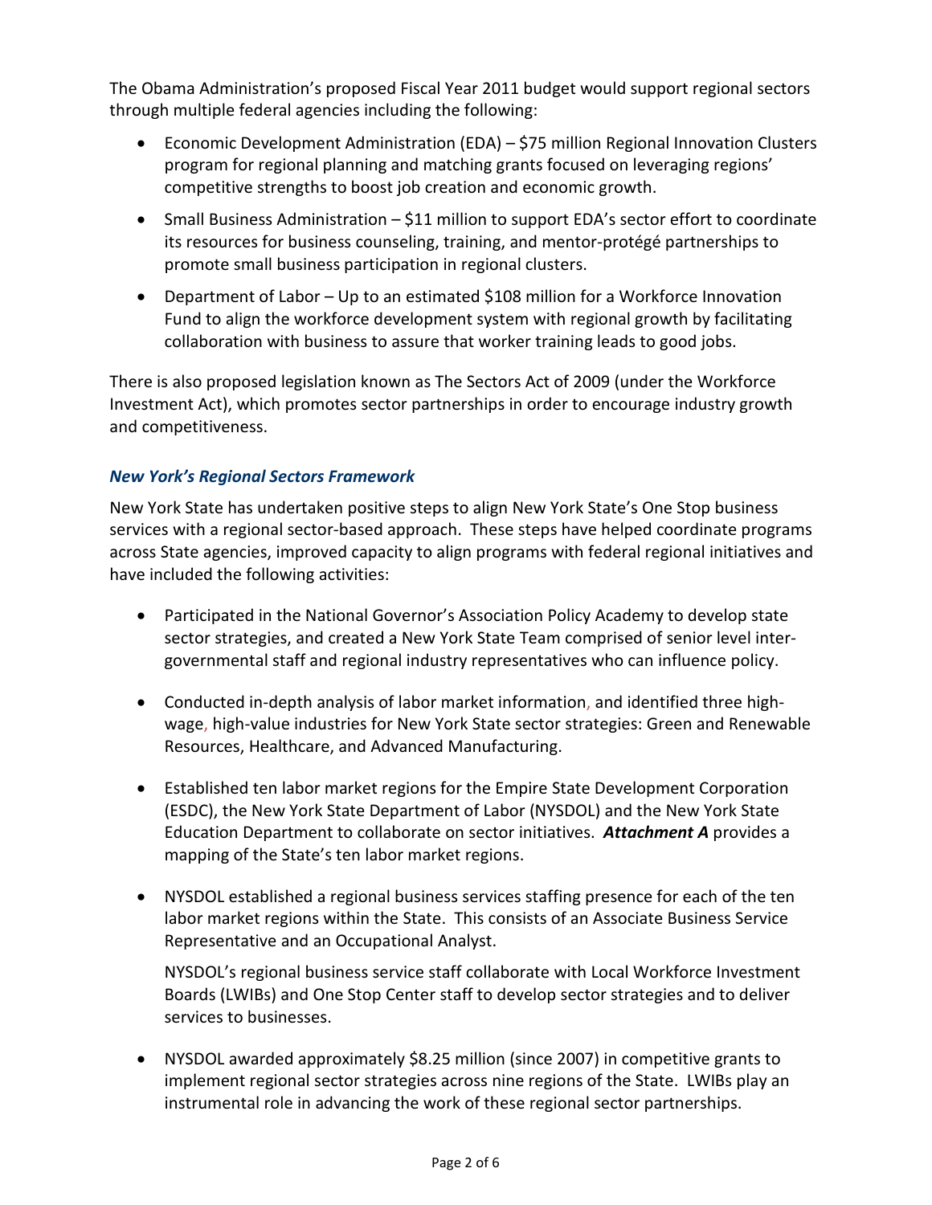The Obama Administration's proposed Fiscal Year 2011 budget would support regional sectors through multiple federal agencies including the following:

- Economic Development Administration (EDA) – $75 million Regional Innovation Clusters program for regional planning and matching grants focused on leveraging regions' competitive strengths to boost job creation and economic growth.
- Small Business Administration – $11 million to support EDA's sector effort to coordinate its resources for business counseling, training, and mentor-protégé partnerships to promote small business participation in regional clusters.
- Department of Labor – Up to an estimated $108 million for a Workforce Innovation Fund to align the workforce development system with regional growth by facilitating collaboration with business to assure that worker training leads to good jobs.

There is also proposed legislation known as The Sectors Act of 2009 (under the Workforce Investment Act), which promotes sector partnerships in order to encourage industry growth and competitiveness.

### *New York's Regional Sectors Framework*

New York State has undertaken positive steps to align New York State's One Stop business services with a regional sector-based approach. These steps have helped coordinate programs across State agencies, improved capacity to align programs with federal regional initiatives and have included the following activities:

- Participated in the National Governor's Association Policy Academy to develop state sector strategies, and created a New York State Team comprised of senior level inter-governmental staff and regional industry representatives who can influence policy.
- Conducted in-depth analysis of labor market information, and identified three high-wage, high-value industries for New York State sector strategies: Green and Renewable Resources, Healthcare, and Advanced Manufacturing.
- Established ten labor market regions for the Empire State Development Corporation (ESDC), the New York State Department of Labor (NYSDOL) and the New York State Education Department to collaborate on sector initiatives. ***Attachment A*** provides a mapping of the State's ten labor market regions.
- NYSDOL established a regional business services staffing presence for each of the ten labor market regions within the State. This consists of an Associate Business Service Representative and an Occupational Analyst.

  NYSDOL's regional business service staff collaborate with Local Workforce Investment Boards (LWIBs) and One Stop Center staff to develop sector strategies and to deliver services to businesses.
- NYSDOL awarded approximately $8.25 million (since 2007) in competitive grants to implement regional sector strategies across nine regions of the State. LWIBs play an instrumental role in advancing the work of these regional sector partnerships.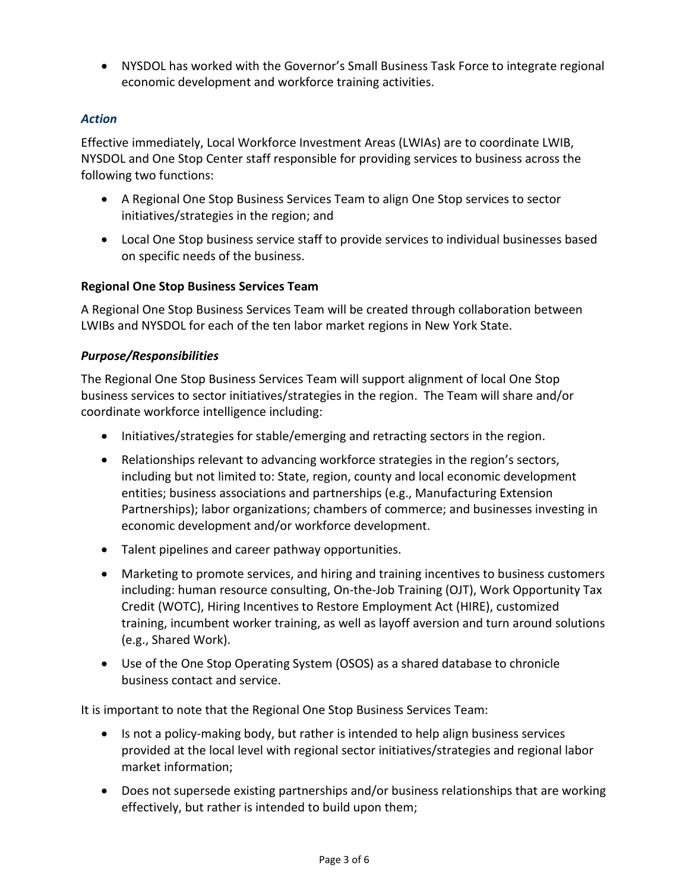- NYSDOL has worked with the Governor's Small Business Task Force to integrate regional economic development and workforce training activities.

### *Action*

Effective immediately, Local Workforce Investment Areas (LWIAs) are to coordinate LWIB, NYSDOL and One Stop Center staff responsible for providing services to business across the following two functions:

- A Regional One Stop Business Services Team to align One Stop services to sector initiatives/strategies in the region; and
- Local One Stop business service staff to provide services to individual businesses based on specific needs of the business.

**Regional One Stop Business Services Team**

A Regional One Stop Business Services Team will be created through collaboration between LWIBs and NYSDOL for each of the ten labor market regions in New York State.

***Purpose/Responsibilities***

The Regional One Stop Business Services Team will support alignment of local One Stop business services to sector initiatives/strategies in the region. The Team will share and/or coordinate workforce intelligence including:

- Initiatives/strategies for stable/emerging and retracting sectors in the region.
- Relationships relevant to advancing workforce strategies in the region's sectors, including but not limited to: State, region, county and local economic development entities; business associations and partnerships (e.g., Manufacturing Extension Partnerships); labor organizations; chambers of commerce; and businesses investing in economic development and/or workforce development.
- Talent pipelines and career pathway opportunities.
- Marketing to promote services, and hiring and training incentives to business customers including: human resource consulting, On-the-Job Training (OJT), Work Opportunity Tax Credit (WOTC), Hiring Incentives to Restore Employment Act (HIRE), customized training, incumbent worker training, as well as layoff aversion and turn around solutions (e.g., Shared Work).
- Use of the One Stop Operating System (OSOS) as a shared database to chronicle business contact and service.

It is important to note that the Regional One Stop Business Services Team:

- Is not a policy-making body, but rather is intended to help align business services provided at the local level with regional sector initiatives/strategies and regional labor market information;
- Does not supersede existing partnerships and/or business relationships that are working effectively, but rather is intended to build upon them;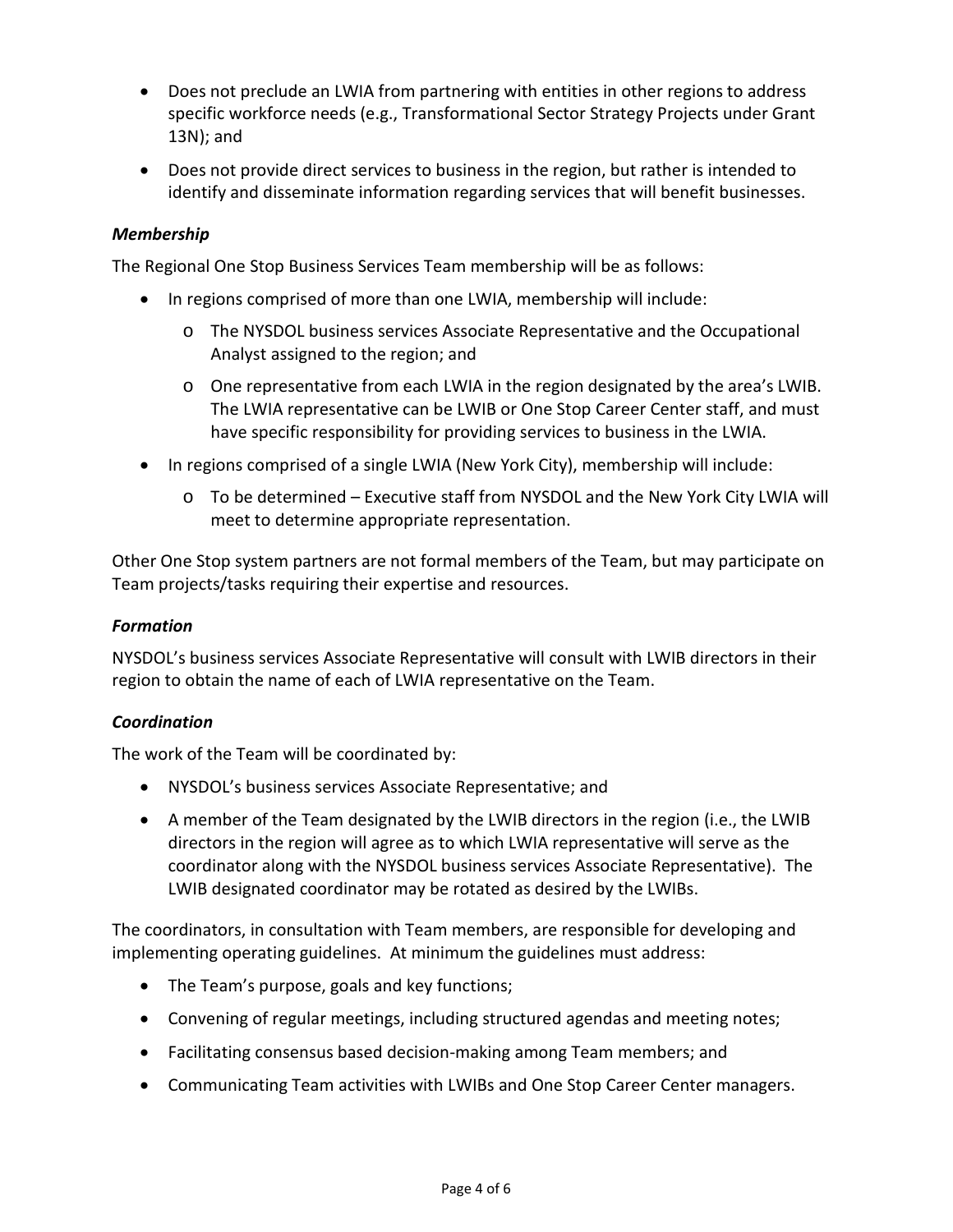- Does not preclude an LWIA from partnering with entities in other regions to address specific workforce needs (e.g., Transformational Sector Strategy Projects under Grant 13N); and
- Does not provide direct services to business in the region, but rather is intended to identify and disseminate information regarding services that will benefit businesses.

### *Membership*

The Regional One Stop Business Services Team membership will be as follows:

- In regions comprised of more than one LWIA, membership will include:
  - The NYSDOL business services Associate Representative and the Occupational Analyst assigned to the region; and
  - One representative from each LWIA in the region designated by the area's LWIB. The LWIA representative can be LWIB or One Stop Career Center staff, and must have specific responsibility for providing services to business in the LWIA.
- In regions comprised of a single LWIA (New York City), membership will include:
  - To be determined – Executive staff from NYSDOL and the New York City LWIA will meet to determine appropriate representation.

Other One Stop system partners are not formal members of the Team, but may participate on Team projects/tasks requiring their expertise and resources.

### *Formation*

NYSDOL's business services Associate Representative will consult with LWIB directors in their region to obtain the name of each of LWIA representative on the Team.

### *Coordination*

The work of the Team will be coordinated by:

- NYSDOL's business services Associate Representative; and
- A member of the Team designated by the LWIB directors in the region (i.e., the LWIB directors in the region will agree as to which LWIA representative will serve as the coordinator along with the NYSDOL business services Associate Representative). The LWIB designated coordinator may be rotated as desired by the LWIBs.

The coordinators, in consultation with Team members, are responsible for developing and implementing operating guidelines. At minimum the guidelines must address:

- The Team's purpose, goals and key functions;
- Convening of regular meetings, including structured agendas and meeting notes;
- Facilitating consensus based decision-making among Team members; and
- Communicating Team activities with LWIBs and One Stop Career Center managers.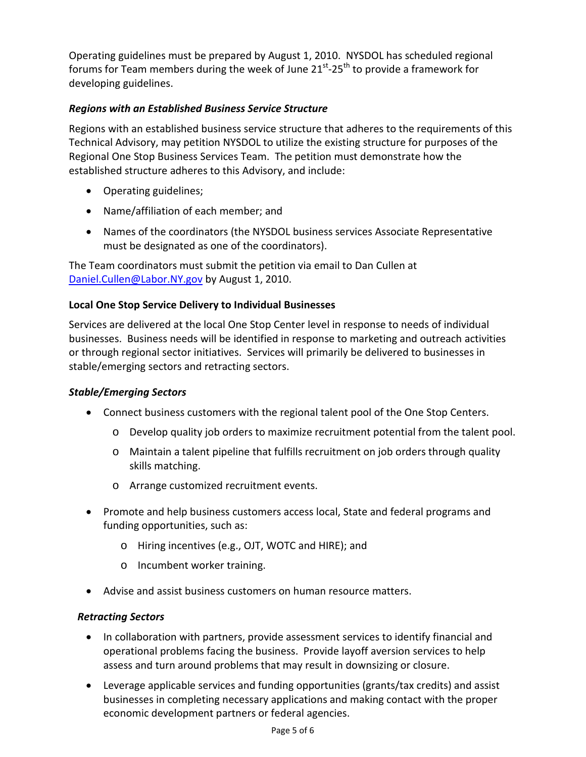Operating guidelines must be prepared by August 1, 2010. NYSDOL has scheduled regional forums for Team members during the week of June 21st-25th to provide a framework for developing guidelines.

### *Regions with an Established Business Service Structure*

Regions with an established business service structure that adheres to the requirements of this Technical Advisory, may petition NYSDOL to utilize the existing structure for purposes of the Regional One Stop Business Services Team. The petition must demonstrate how the established structure adheres to this Advisory, and include:

- Operating guidelines;
- Name/affiliation of each member; and
- Names of the coordinators (the NYSDOL business services Associate Representative must be designated as one of the coordinators).

The Team coordinators must submit the petition via email to Dan Cullen at Daniel.Cullen@Labor.NY.gov by August 1, 2010.

### **Local One Stop Service Delivery to Individual Businesses**

Services are delivered at the local One Stop Center level in response to needs of individual businesses. Business needs will be identified in response to marketing and outreach activities or through regional sector initiatives. Services will primarily be delivered to businesses in stable/emerging sectors and retracting sectors.

### *Stable/Emerging Sectors*

- Connect business customers with the regional talent pool of the One Stop Centers.
  - Develop quality job orders to maximize recruitment potential from the talent pool.
  - Maintain a talent pipeline that fulfills recruitment on job orders through quality skills matching.
  - Arrange customized recruitment events.
- Promote and help business customers access local, State and federal programs and funding opportunities, such as:
  - Hiring incentives (e.g., OJT, WOTC and HIRE); and
  - Incumbent worker training.
- Advise and assist business customers on human resource matters.

### *Retracting Sectors*

- In collaboration with partners, provide assessment services to identify financial and operational problems facing the business. Provide layoff aversion services to help assess and turn around problems that may result in downsizing or closure.
- Leverage applicable services and funding opportunities (grants/tax credits) and assist businesses in completing necessary applications and making contact with the proper economic development partners or federal agencies.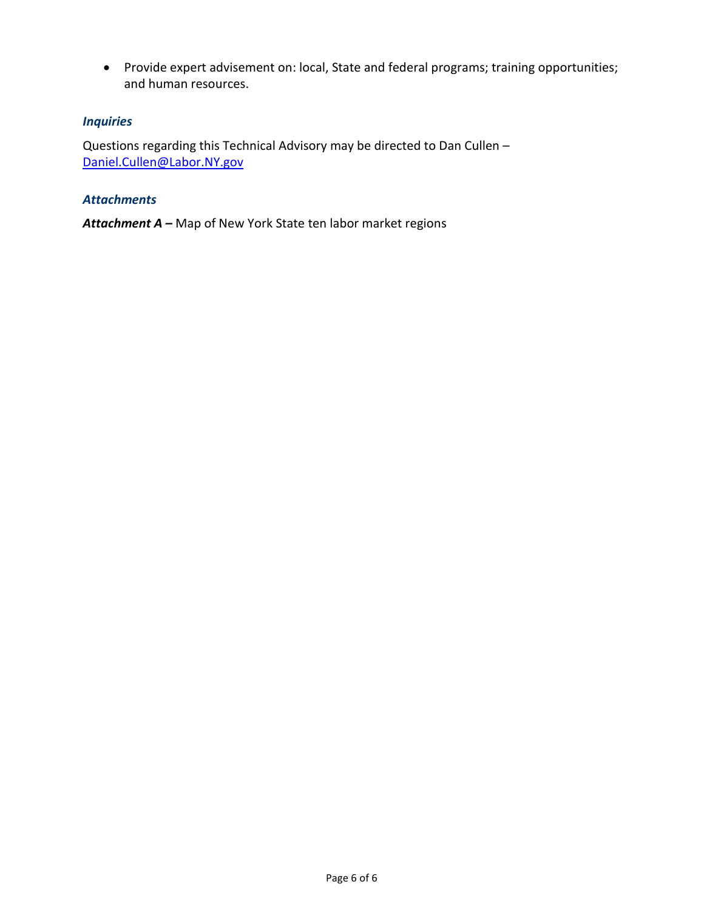- Provide expert advisement on: local, State and federal programs; training opportunities; and human resources.

### *Inquiries*

Questions regarding this Technical Advisory may be directed to Dan Cullen – [Daniel.Cullen@Labor.NY.gov](mailto:Daniel.Cullen@Labor.NY.gov)

### *Attachments*

***Attachment A –*** Map of New York State ten labor market regions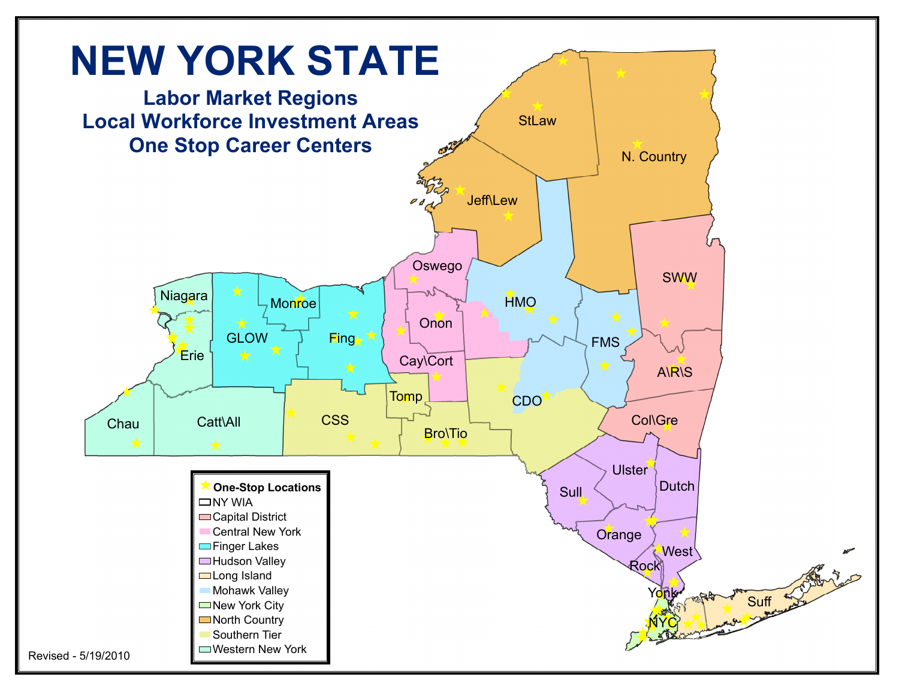# NEW YORK STATE

## Labor Market Regions
## Local Workforce Investment Areas
## One Stop Career Centers

StLaw

N. Country

Jeff\Lew

Oswego

HMO

SWW

Niagara

Monroe

GLOW

Onon

Fing

FMS

Erie

Cay\Cort

A\R\S

Tomp

CDO

Chau

Catt\All

CSS

Col\Gre

Bro\Tio

Ulster

Sull

Dutch

Orange

West

Rock

Yonk

Suff

NYC

**One-Stop Locations**

NY WIA

Capital District

Central New York

Finger Lakes

Hudson Valley

Long Island

Mohawk Valley

New York City

North Country

Southern Tier

Western New York

Revised - 5/19/2010